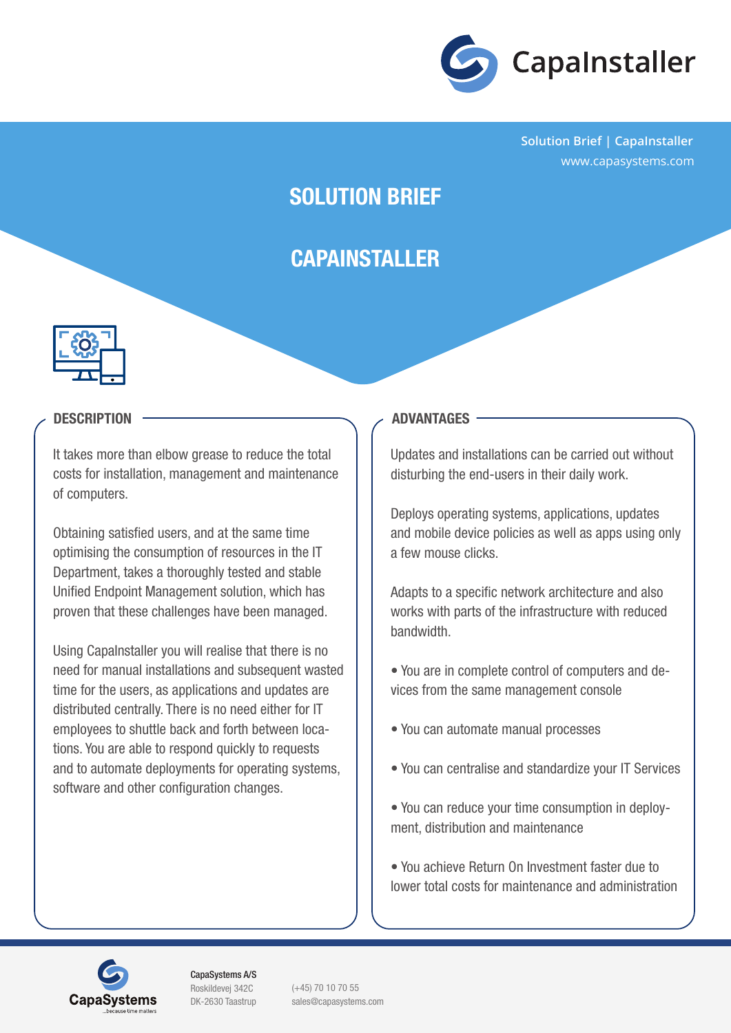Solution Brief | CapaInstaller
www.capasystems.com

# SOLUTION BRIEF

# CAPAINSTALLER

## DESCRIPTION

It takes more than elbow grease to reduce the total costs for installation, management and maintenance of computers.

Obtaining satisfied users, and at the same time optimising the consumption of resources in the IT Department, takes a thoroughly tested and stable Unified Endpoint Management solution, which has proven that these challenges have been managed.

Using CapaInstaller you will realise that there is no need for manual installations and subsequent wasted time for the users, as applications and updates are distributed centrally. There is no need either for IT employees to shuttle back and forth between locations. You are able to respond quickly to requests and to automate deployments for operating systems, software and other configuration changes.

## ADVANTAGES

Updates and installations can be carried out without disturbing the end-users in their daily work.

Deploys operating systems, applications, updates and mobile device policies as well as apps using only a few mouse clicks.

Adapts to a specific network architecture and also works with parts of the infrastructure with reduced bandwidth.

- You are in complete control of computers and devices from the same management console
- You can automate manual processes
- You can centralise and standardize your IT Services
- You can reduce your time consumption in deployment, distribution and maintenance
- You achieve Return On Investment faster due to lower total costs for maintenance and administration

**CapaSystems A/S**
Roskildevej 342C
DK-2630 Taastrup

(+45) 70 10 70 55
sales@capasystems.com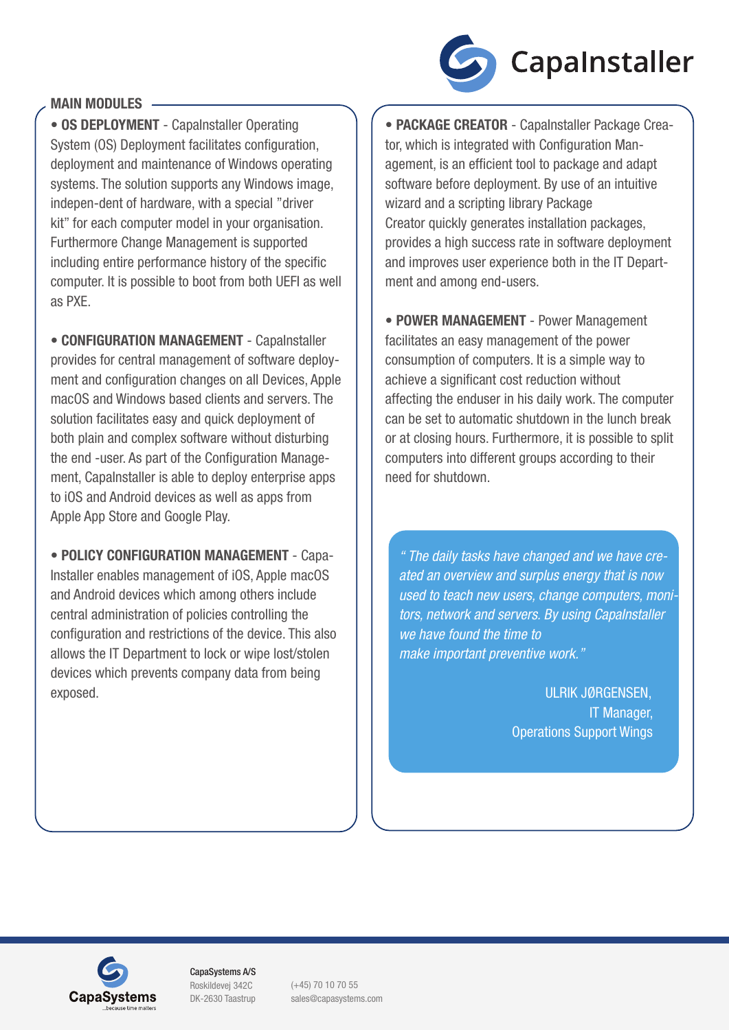## MAIN MODULES

• **OS DEPLOYMENT** - CapaInstaller Operating System (OS) Deployment facilitates configuration, deployment and maintenance of Windows operating systems. The solution supports any Windows image, indepen-dent of hardware, with a special ”driver kit” for each computer model in your organisation. Furthermore Change Management is supported including entire performance history of the specific computer. It is possible to boot from both UEFI as well as PXE.

• **CONFIGURATION MANAGEMENT** - CapaInstaller provides for central management of software deployment and configuration changes on all Devices, Apple macOS and Windows based clients and servers. The solution facilitates easy and quick deployment of both plain and complex software without disturbing the end -user. As part of the Configuration Management, CapaInstaller is able to deploy enterprise apps to iOS and Android devices as well as apps from Apple App Store and Google Play.

• **POLICY CONFIGURATION MANAGEMENT** - CapaInstaller enables management of iOS, Apple macOS and Android devices which among others include central administration of policies controlling the configuration and restrictions of the device. This also allows the IT Department to lock or wipe lost/stolen devices which prevents company data from being exposed.

• **PACKAGE CREATOR** - CapaInstaller Package Creator, which is integrated with Configuration Management, is an efficient tool to package and adapt software before deployment. By use of an intuitive wizard and a scripting library Package Creator quickly generates installation packages, provides a high success rate in software deployment and improves user experience both in the IT Department and among end-users.

• **POWER MANAGEMENT** - Power Management facilitates an easy management of the power consumption of computers. It is a simple way to achieve a significant cost reduction without affecting the enduser in his daily work. The computer can be set to automatic shutdown in the lunch break or at closing hours. Furthermore, it is possible to split computers into different groups according to their need for shutdown.

*" The daily tasks have changed and we have created an overview and surplus energy that is now used to teach new users, change computers, monitors, network and servers. By using CapaInstaller we have found the time to make important preventive work."*

ULRIK JØRGENSEN,
IT Manager,
Operations Support Wings

CapaSystems A/S
Roskildevej 342C
DK-2630 Taastrup

(+45) 70 10 70 55
sales@capasystems.com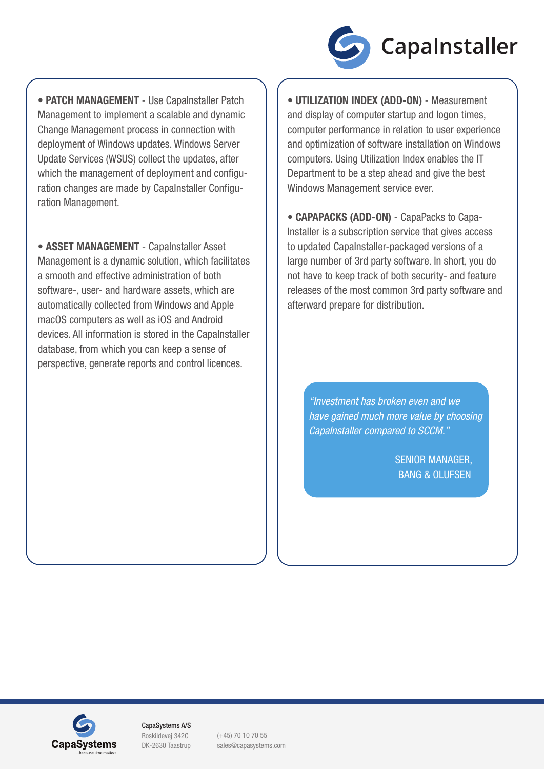• **PATCH MANAGEMENT** - Use CapaInstaller Patch Management to implement a scalable and dynamic Change Management process in connection with deployment of Windows updates. Windows Server Update Services (WSUS) collect the updates, after which the management of deployment and configuration changes are made by CapaInstaller Configuration Management.

• **ASSET MANAGEMENT** - CapaInstaller Asset Management is a dynamic solution, which facilitates a smooth and effective administration of both software-, user- and hardware assets, which are automatically collected from Windows and Apple macOS computers as well as iOS and Android devices. All information is stored in the CapaInstaller database, from which you can keep a sense of perspective, generate reports and control licences.

• **UTILIZATION INDEX (ADD-ON)** - Measurement and display of computer startup and logon times, computer performance in relation to user experience and optimization of software installation on Windows computers. Using Utilization Index enables the IT Department to be a step ahead and give the best Windows Management service ever.

• **CAPAPACKS (ADD-ON)** - CapaPacks to CapaInstaller is a subscription service that gives access to updated CapaInstaller-packaged versions of a large number of 3rd party software. In short, you do not have to keep track of both security- and feature releases of the most common 3rd party software and afterward prepare for distribution.

> *"Investment has broken even and we have gained much more value by choosing CapaInstaller compared to SCCM."*
>
> SENIOR MANAGER,
> BANG & OLUFSEN

**CapaSystems A/S**
Roskildevej 342C
DK-2630 Taastrup

(+45) 70 10 70 55
sales@capasystems.com